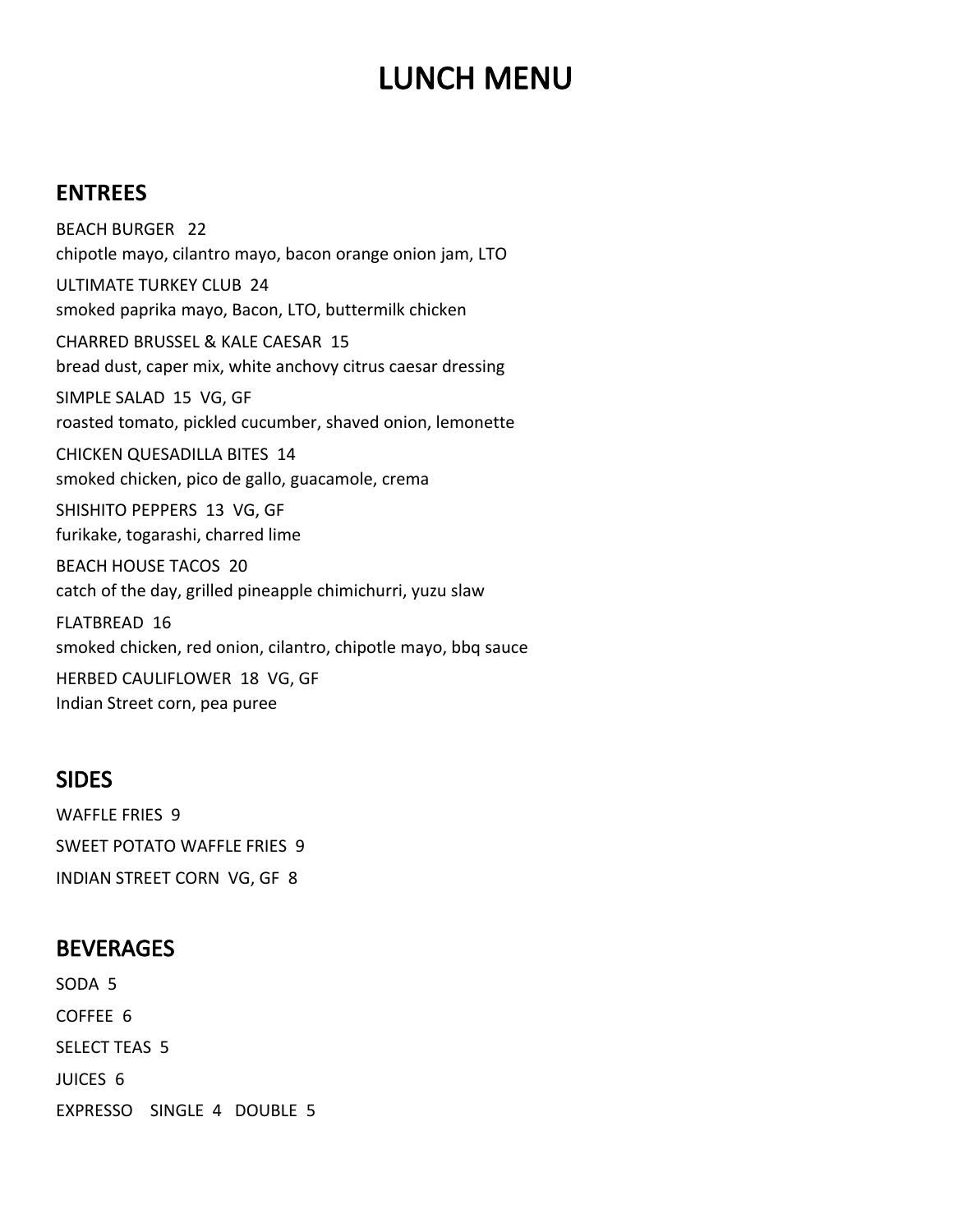# LUNCH MENU

## ENTREES

BEACH BURGER 22
chipotle mayo, cilantro mayo, bacon orange onion jam, LTO

ULTIMATE TURKEY CLUB 24
smoked paprika mayo, Bacon, LTO, buttermilk chicken

CHARRED BRUSSEL & KALE CAESAR 15
bread dust, caper mix, white anchovy citrus caesar dressing

SIMPLE SALAD 15 VG, GF
roasted tomato, pickled cucumber, shaved onion, lemonette

CHICKEN QUESADILLA BITES 14
smoked chicken, pico de gallo, guacamole, crema

SHISHITO PEPPERS 13 VG, GF
furikake, togarashi, charred lime

BEACH HOUSE TACOS 20
catch of the day, grilled pineapple chimichurri, yuzu slaw

FLATBREAD 16
smoked chicken, red onion, cilantro, chipotle mayo, bbq sauce

HERBED CAULIFLOWER 18 VG, GF
Indian Street corn, pea puree

## SIDES

WAFFLE FRIES 9

SWEET POTATO WAFFLE FRIES 9

INDIAN STREET CORN VG, GF 8

## BEVERAGES

SODA 5

COFFEE 6

SELECT TEAS 5

JUICES 6

EXPRESSO SINGLE 4 DOUBLE 5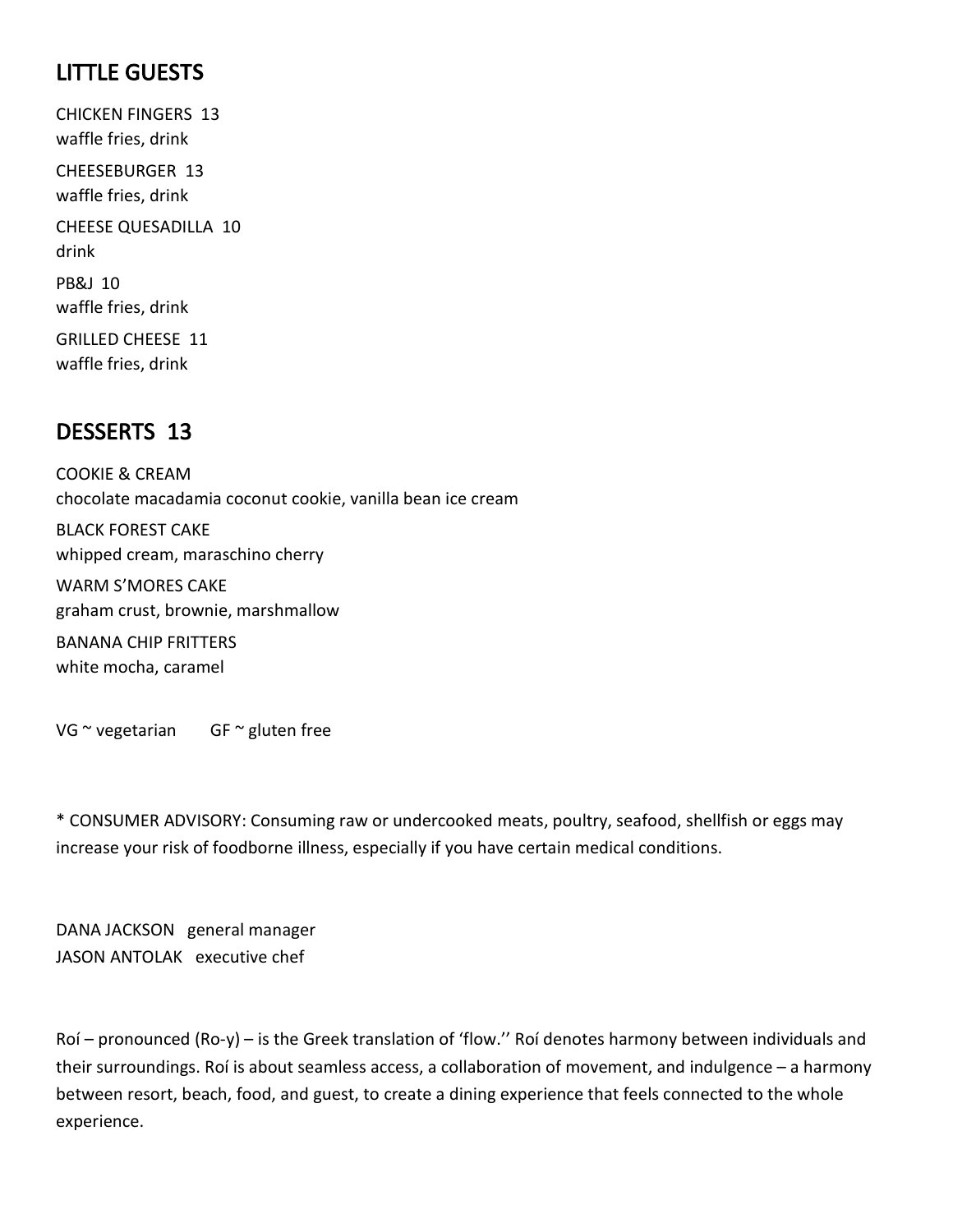## LITTLE GUESTS

CHICKEN FINGERS 13
waffle fries, drink

CHEESEBURGER 13
waffle fries, drink

CHEESE QUESADILLA 10
drink

PB&J 10
waffle fries, drink

GRILLED CHEESE 11
waffle fries, drink

## DESSERTS 13

COOKIE & CREAM
chocolate macadamia coconut cookie, vanilla bean ice cream

BLACK FOREST CAKE
whipped cream, maraschino cherry

WARM S'MORES CAKE
graham crust, brownie, marshmallow

BANANA CHIP FRITTERS
white mocha, caramel

VG ~ vegetarian GF ~ gluten free

* CONSUMER ADVISORY: Consuming raw or undercooked meats, poultry, seafood, shellfish or eggs may increase your risk of foodborne illness, especially if you have certain medical conditions.

DANA JACKSON general manager
JASON ANTOLAK executive chef

Roí – pronounced (Ro-y) – is the Greek translation of 'flow.'' Roí denotes harmony between individuals and their surroundings. Roí is about seamless access, a collaboration of movement, and indulgence – a harmony between resort, beach, food, and guest, to create a dining experience that feels connected to the whole experience.